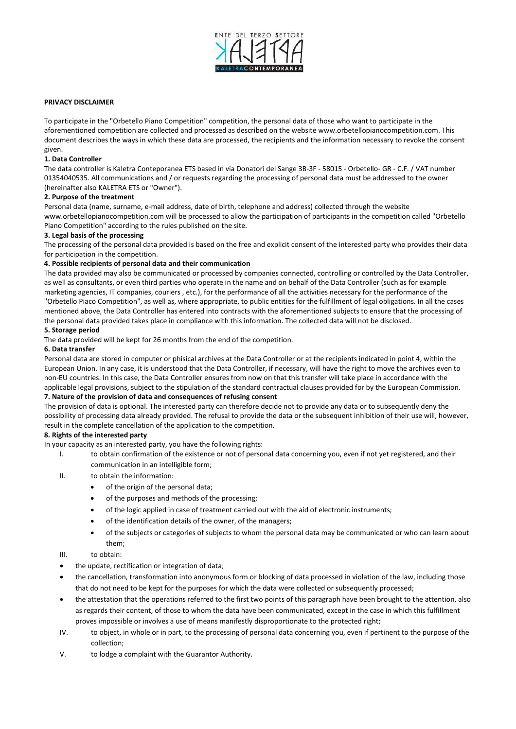**PRIVACY DISCLAIMER**

To participate in the "Orbetello Piano Competition" competition, the personal data of those who want to participate in the aforementioned competition are collected and processed as described on the website www.orbetellopianocompetition.com. This document describes the ways in which these data are processed, the recipients and the information necessary to revoke the consent given.

**1. Data Controller**

The data controller is Kaletra Conteporanea ETS based in via Donatori del Sange 3B-3F - 58015 - Orbetello- GR - C.F. / VAT number 01354040535. All communications and / or requests regarding the processing of personal data must be addressed to the owner (hereinafter also KALETRA ETS or "Owner").

**2. Purpose of the treatment**

Personal data (name, surname, e-mail address, date of birth, telephone and address) collected through the website www.orbetellopianocompetition.com will be processed to allow the participation of participants in the competition called "Orbetello Piano Competition" according to the rules published on the site.

**3. Legal basis of the processing**

The processing of the personal data provided is based on the free and explicit consent of the interested party who provides their data for participation in the competition.

**4. Possible recipients of personal data and their communication**

The data provided may also be communicated or processed by companies connected, controlling or controlled by the Data Controller, as well as consultants, or even third parties who operate in the name and on behalf of the Data Controller (such as for example marketing agencies, IT companies, couriers , etc.), for the performance of all the activities necessary for the performance of the "Orbetello Piaco Competition", as well as, where appropriate, to public entities for the fulfillment of legal obligations. In all the cases mentioned above, the Data Controller has entered into contracts with the aforementioned subjects to ensure that the processing of the personal data provided takes place in compliance with this information. The collected data will not be disclosed.

**5. Storage period**

The data provided will be kept for 26 months from the end of the competition.

**6. Data transfer**

Personal data are stored in computer or phisical archives at the Data Controller or at the recipients indicated in point 4, within the European Union. In any case, it is understood that the Data Controller, if necessary, will have the right to move the archives even to non-EU countries. In this case, the Data Controller ensures from now on that this transfer will take place in accordance with the applicable legal provisions, subject to the stipulation of the standard contractual clauses provided for by the European Commission.

**7. Nature of the provision of data and consequences of refusing consent**

The provision of data is optional. The interested party can therefore decide not to provide any data or to subsequently deny the possibility of processing data already provided. The refusal to provide the data or the subsequent inhibition of their use will, however, result in the complete cancellation of the application to the competition.

**8. Rights of the interested party**

In your capacity as an interested party, you have the following rights:

I. to obtain confirmation of the existence or not of personal data concerning you, even if not yet registered, and their communication in an intelligible form;

II. to obtain the information:
- of the origin of the personal data;
- of the purposes and methods of the processing;
- of the logic applied in case of treatment carried out with the aid of electronic instruments;
- of the identification details of the owner, of the managers;
- of the subjects or categories of subjects to whom the personal data may be communicated or who can learn about them;

III. to obtain:
- the update, rectification or integration of data;
- the cancellation, transformation into anonymous form or blocking of data processed in violation of the law, including those that do not need to be kept for the purposes for which the data were collected or subsequently processed;
- the attestation that the operations referred to the first two points of this paragraph have been brought to the attention, also as regards their content, of those to whom the data have been communicated, except in the case in which this fulfillment proves impossible or involves a use of means manifestly disproportionate to the protected right;

IV. to object, in whole or in part, to the processing of personal data concerning you, even if pertinent to the purpose of the collection;

V. to lodge a complaint with the Guarantor Authority.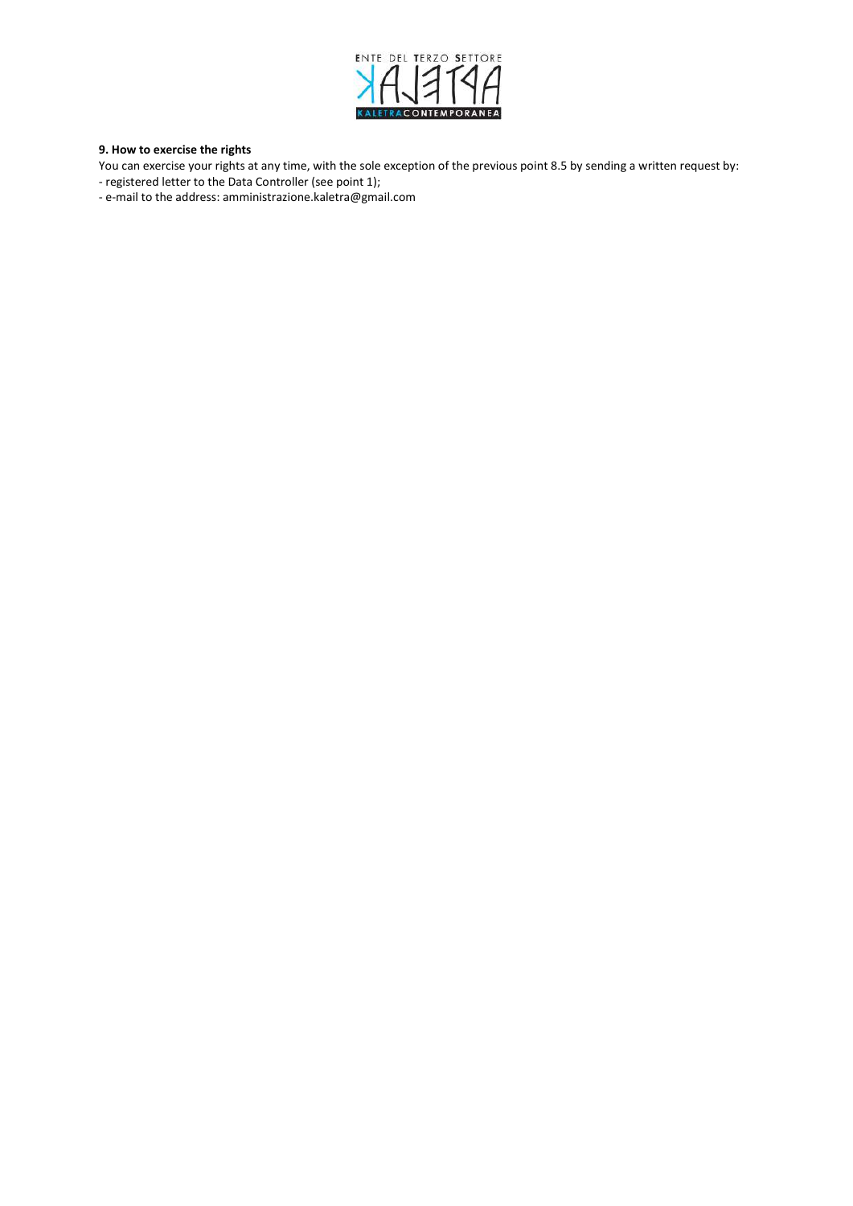**9. How to exercise the rights**

You can exercise your rights at any time, with the sole exception of the previous point 8.5 by sending a written request by:

- registered letter to the Data Controller (see point 1);
- e-mail to the address: amministrazione.kaletra@gmail.com